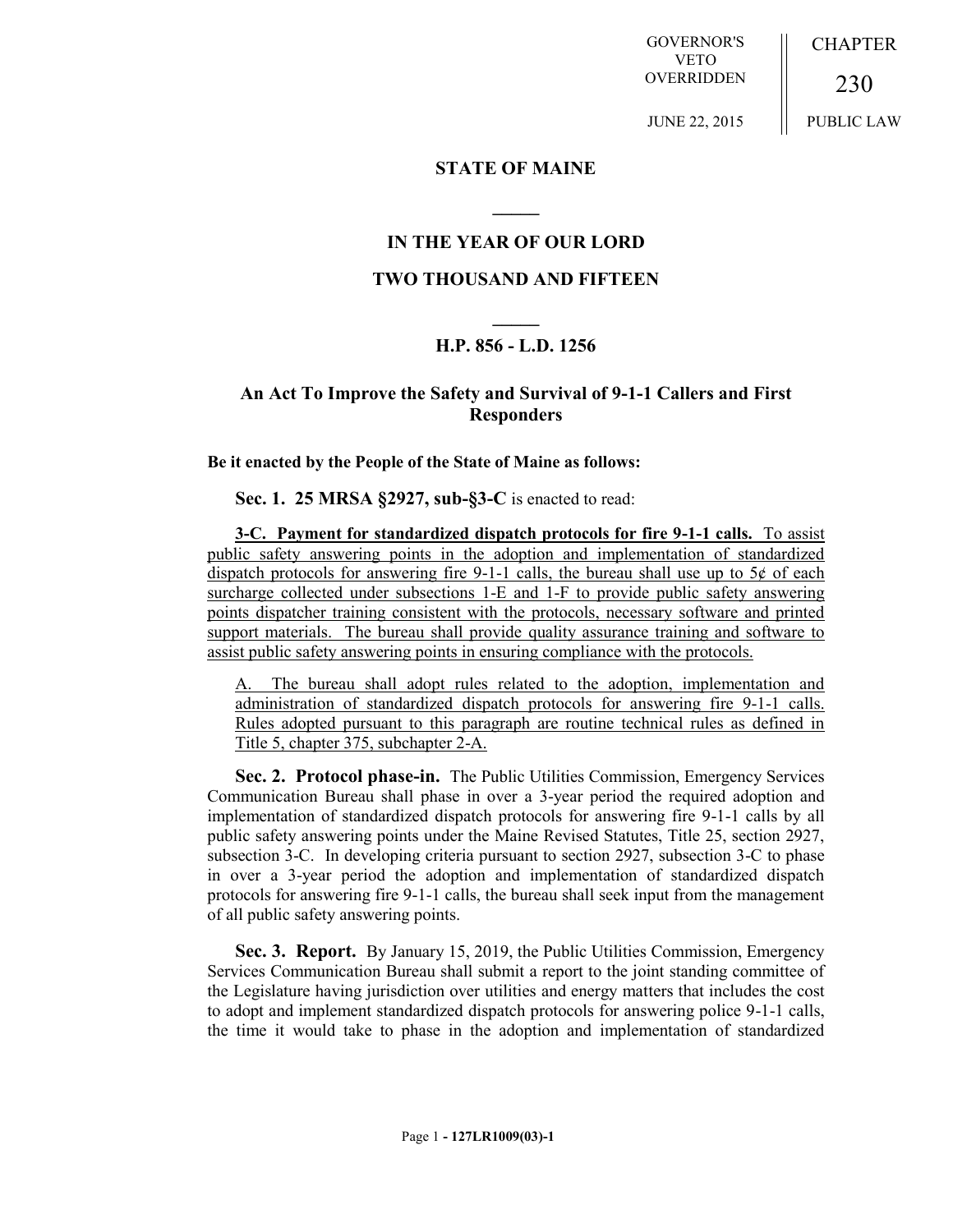GOVERNOR'S VETO OVERRIDDEN

JUNE 22, 2015

CHAPTER

230

PUBLIC LAW

# STATE OF MAINE

## IN THE YEAR OF OUR LORD

## TWO THOUSAND AND FIFTEEN

## H.P. 856 - L.D. 1256

## An Act To Improve the Safety and Survival of 9-1-1 Callers and First Responders

**Be it enacted by the People of the State of Maine as follows:**

**Sec. 1. 25 MRSA §2927, sub-§3-C** is enacted to read:

**3-C. Payment for standardized dispatch protocols for fire 9-1-1 calls.** To assist public safety answering points in the adoption and implementation of standardized dispatch protocols for answering fire 9-1-1 calls, the bureau shall use up to 5¢ of each surcharge collected under subsections 1-E and 1-F to provide public safety answering points dispatcher training consistent with the protocols, necessary software and printed support materials. The bureau shall provide quality assurance training and software to assist public safety answering points in ensuring compliance with the protocols.

A. The bureau shall adopt rules related to the adoption, implementation and administration of standardized dispatch protocols for answering fire 9-1-1 calls. Rules adopted pursuant to this paragraph are routine technical rules as defined in Title 5, chapter 375, subchapter 2-A.

**Sec. 2. Protocol phase-in.** The Public Utilities Commission, Emergency Services Communication Bureau shall phase in over a 3-year period the required adoption and implementation of standardized dispatch protocols for answering fire 9-1-1 calls by all public safety answering points under the Maine Revised Statutes, Title 25, section 2927, subsection 3-C. In developing criteria pursuant to section 2927, subsection 3-C to phase in over a 3-year period the adoption and implementation of standardized dispatch protocols for answering fire 9-1-1 calls, the bureau shall seek input from the management of all public safety answering points.

**Sec. 3. Report.** By January 15, 2019, the Public Utilities Commission, Emergency Services Communication Bureau shall submit a report to the joint standing committee of the Legislature having jurisdiction over utilities and energy matters that includes the cost to adopt and implement standardized dispatch protocols for answering police 9-1-1 calls, the time it would take to phase in the adoption and implementation of standardized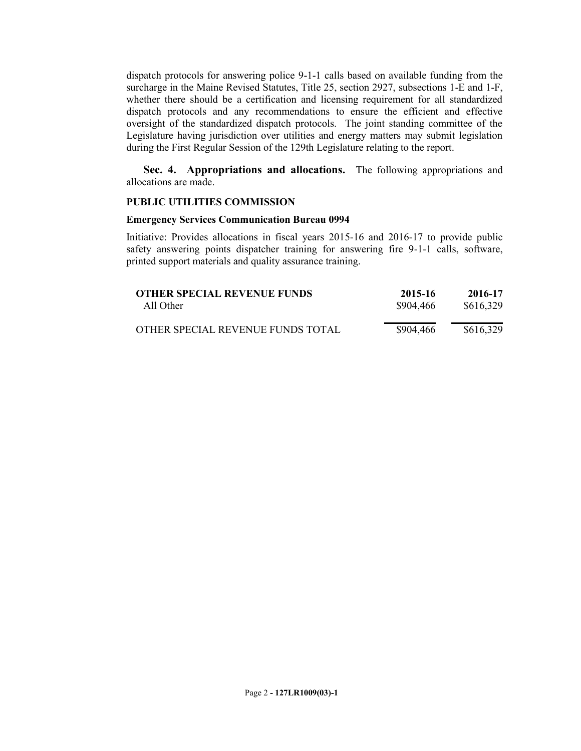dispatch protocols for answering police 9-1-1 calls based on available funding from the surcharge in the Maine Revised Statutes, Title 25, section 2927, subsections 1-E and 1-F, whether there should be a certification and licensing requirement for all standardized dispatch protocols and any recommendations to ensure the efficient and effective oversight of the standardized dispatch protocols. The joint standing committee of the Legislature having jurisdiction over utilities and energy matters may submit legislation during the First Regular Session of the 129th Legislature relating to the report.

**Sec. 4. Appropriations and allocations.** The following appropriations and allocations are made.

**PUBLIC UTILITIES COMMISSION**

**Emergency Services Communication Bureau 0994**

Initiative: Provides allocations in fiscal years 2015-16 and 2016-17 to provide public safety answering points dispatcher training for answering fire 9-1-1 calls, software, printed support materials and quality assurance training.

| **OTHER SPECIAL REVENUE FUNDS** | **2015-16** | **2016-17** |
|---|---|---|
| All Other | $904,466 | $616,329 |
| OTHER SPECIAL REVENUE FUNDS TOTAL | $904,466 | $616,329 |